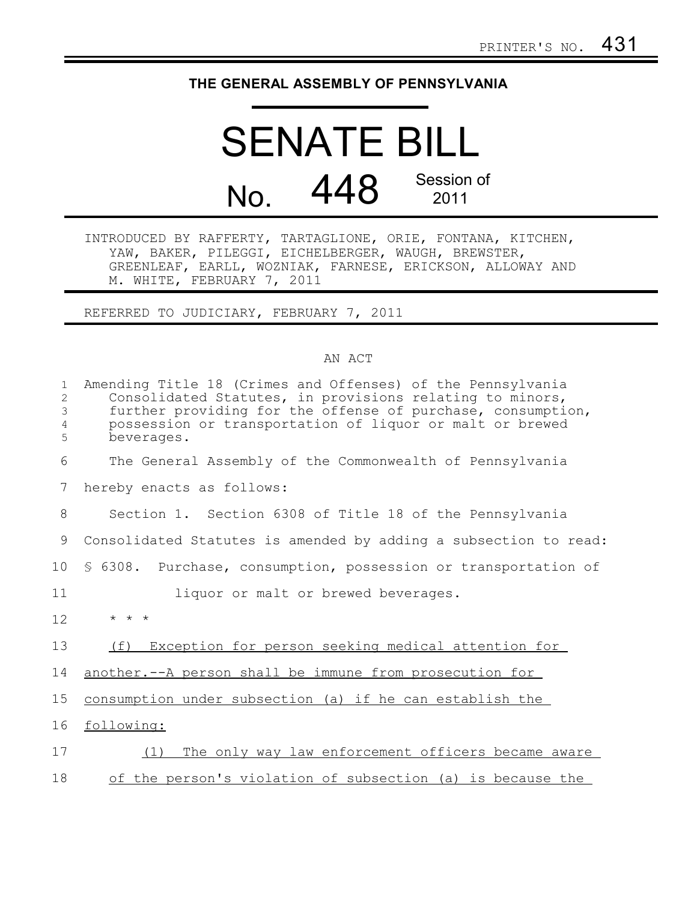PRINTER'S NO. 431

# THE GENERAL ASSEMBLY OF PENNSYLVANIA

# SENATE BILL

## No. 448 Session of 2011

INTRODUCED BY RAFFERTY, TARTAGLIONE, ORIE, FONTANA, KITCHEN, YAW, BAKER, PILEGGI, EICHELBERGER, WAUGH, BREWSTER, GREENLEAF, EARLL, WOZNIAK, FARNESE, ERICKSON, ALLOWAY AND M. WHITE, FEBRUARY 7, 2011

REFERRED TO JUDICIARY, FEBRUARY 7, 2011

AN ACT

Amending Title 18 (Crimes and Offenses) of the Pennsylvania Consolidated Statutes, in provisions relating to minors, further providing for the offense of purchase, consumption, possession or transportation of liquor or malt or brewed beverages.

The General Assembly of the Commonwealth of Pennsylvania hereby enacts as follows:

Section 1. Section 6308 of Title 18 of the Pennsylvania Consolidated Statutes is amended by adding a subsection to read:

§ 6308. Purchase, consumption, possession or transportation of liquor or malt or brewed beverages.

* * *

<u>(f) Exception for person seeking medical attention for another.--A person shall be immune from prosecution for consumption under subsection (a) if he can establish the following:</u>

<u>(1) The only way law enforcement officers became aware of the person's violation of subsection (a) is because the</u>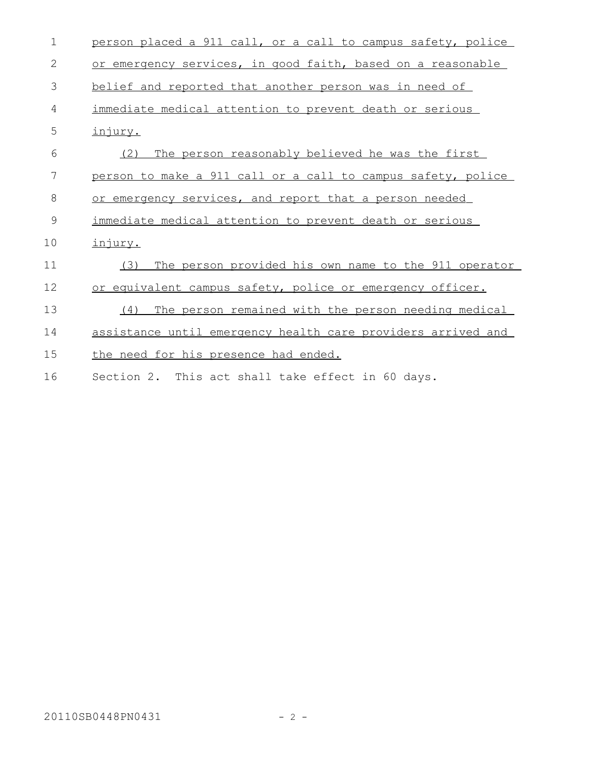person placed a 911 call, or a call to campus safety, police or emergency services, in good faith, based on a reasonable belief and reported that another person was in need of immediate medical attention to prevent death or serious injury.

(2) The person reasonably believed he was the first person to make a 911 call or a call to campus safety, police or emergency services, and report that a person needed immediate medical attention to prevent death or serious injury.

(3) The person provided his own name to the 911 operator or equivalent campus safety, police or emergency officer.

(4) The person remained with the person needing medical assistance until emergency health care providers arrived and the need for his presence had ended.

Section 2. This act shall take effect in 60 days.